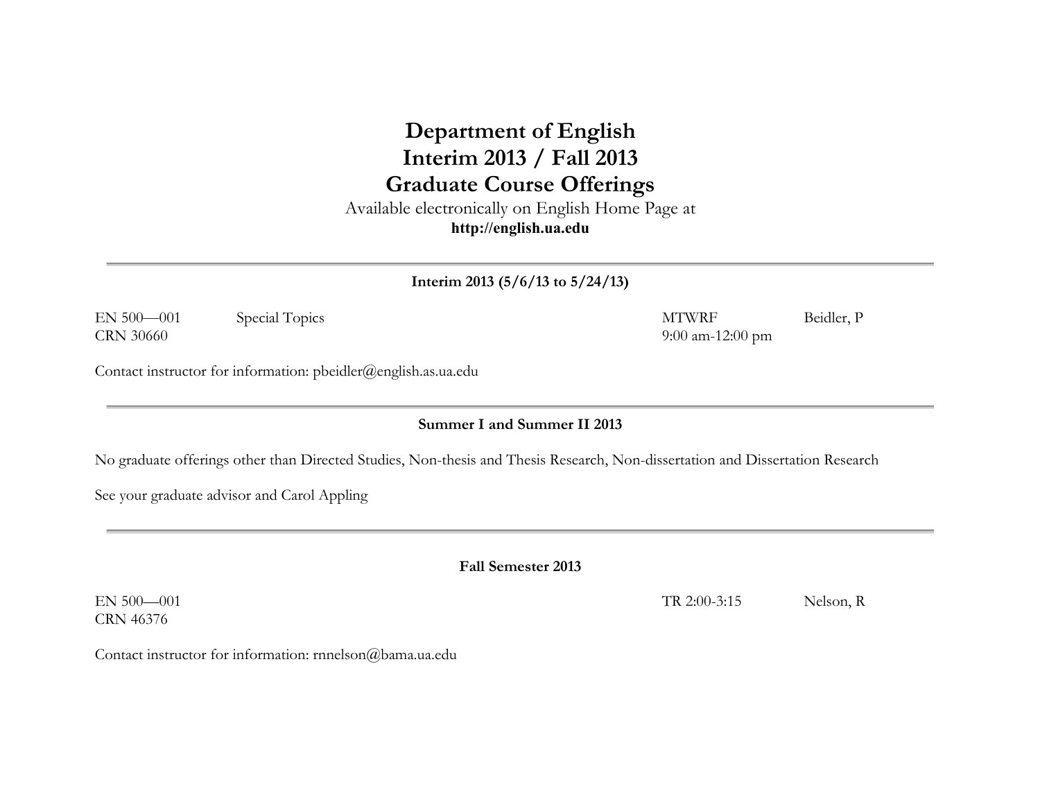# Department of English
# Interim 2013 / Fall 2013
# Graduate Course Offerings

Available electronically on English Home Page at
**http://english.ua.edu**

---

### Interim 2013 (5/6/13 to 5/24/13)

| | | | |
|---|---|---|---|
| EN 500—001<br>CRN 30660 | Special Topics | MTWRF<br>9:00 am-12:00 pm | Beidler, P |

Contact instructor for information: pbeidler@english.as.ua.edu

---

### Summer I and Summer II 2013

No graduate offerings other than Directed Studies, Non-thesis and Thesis Research, Non-dissertation and Dissertation Research

See your graduate advisor and Carol Appling

---

### Fall Semester 2013

| | | | |
|---|---|---|---|
| EN 500—001<br>CRN 46376 | | TR 2:00-3:15 | Nelson, R |

Contact instructor for information: rnnelson@bama.ua.edu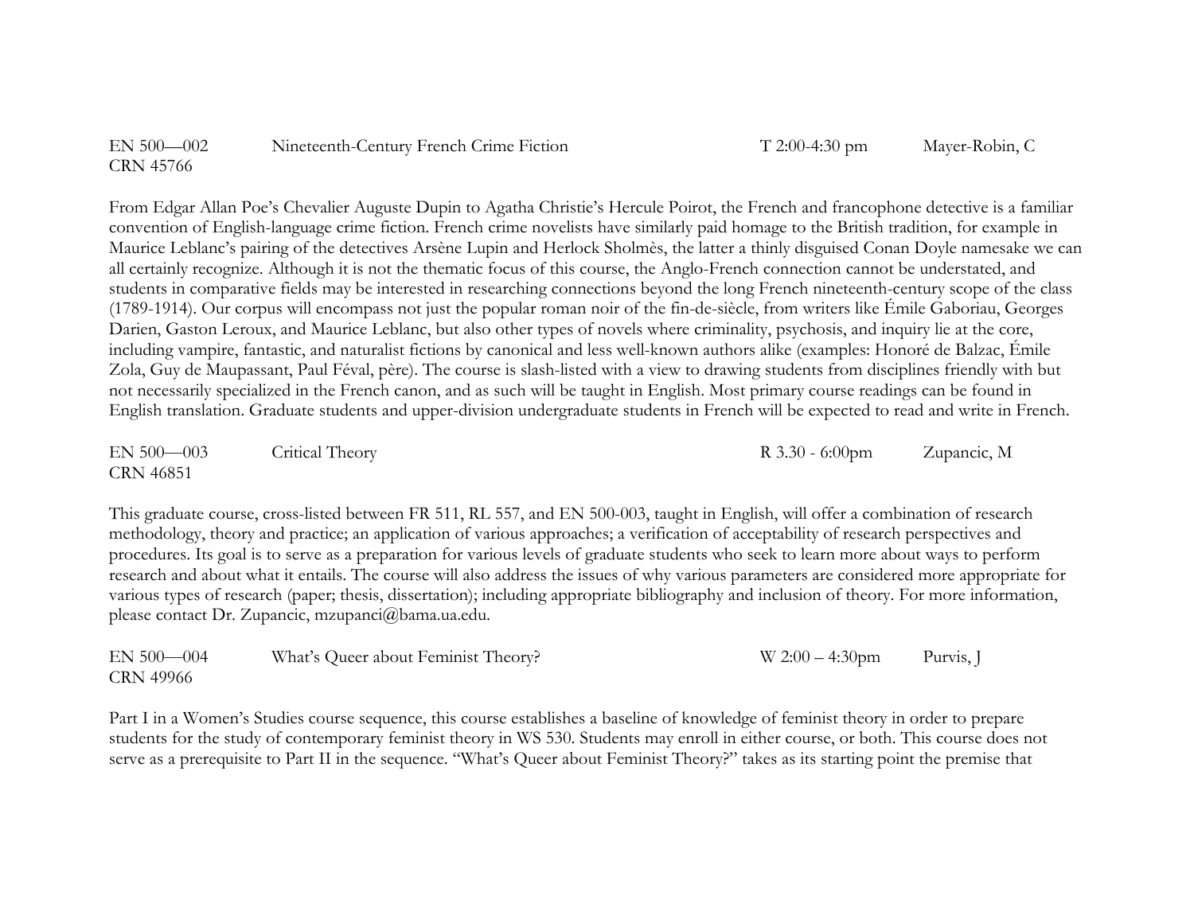EN 500—002 Nineteenth-Century French Crime Fiction T 2:00-4:30 pm Mayer-Robin, C
CRN 45766

From Edgar Allan Poe's Chevalier Auguste Dupin to Agatha Christie's Hercule Poirot, the French and francophone detective is a familiar convention of English-language crime fiction. French crime novelists have similarly paid homage to the British tradition, for example in Maurice Leblanc's pairing of the detectives Arsène Lupin and Herlock Sholmès, the latter a thinly disguised Conan Doyle namesake we can all certainly recognize. Although it is not the thematic focus of this course, the Anglo-French connection cannot be understated, and students in comparative fields may be interested in researching connections beyond the long French nineteenth-century scope of the class (1789-1914). Our corpus will encompass not just the popular roman noir of the fin-de-siècle, from writers like Émile Gaboriau, Georges Darien, Gaston Leroux, and Maurice Leblanc, but also other types of novels where criminality, psychosis, and inquiry lie at the core, including vampire, fantastic, and naturalist fictions by canonical and less well-known authors alike (examples: Honoré de Balzac, Émile Zola, Guy de Maupassant, Paul Féval, père). The course is slash-listed with a view to drawing students from disciplines friendly with but not necessarily specialized in the French canon, and as such will be taught in English. Most primary course readings can be found in English translation. Graduate students and upper-division undergraduate students in French will be expected to read and write in French.

EN 500—003 Critical Theory R 3.30 - 6:00pm Zupancic, M
CRN 46851

This graduate course, cross-listed between FR 511, RL 557, and EN 500-003, taught in English, will offer a combination of research methodology, theory and practice; an application of various approaches; a verification of acceptability of research perspectives and procedures. Its goal is to serve as a preparation for various levels of graduate students who seek to learn more about ways to perform research and about what it entails. The course will also address the issues of why various parameters are considered more appropriate for various types of research (paper; thesis, dissertation); including appropriate bibliography and inclusion of theory. For more information, please contact Dr. Zupancic, mzupanci@bama.ua.edu.

EN 500—004 What's Queer about Feminist Theory? W 2:00 – 4:30pm Purvis, J
CRN 49966

Part I in a Women's Studies course sequence, this course establishes a baseline of knowledge of feminist theory in order to prepare students for the study of contemporary feminist theory in WS 530. Students may enroll in either course, or both. This course does not serve as a prerequisite to Part II in the sequence. "What's Queer about Feminist Theory?" takes as its starting point the premise that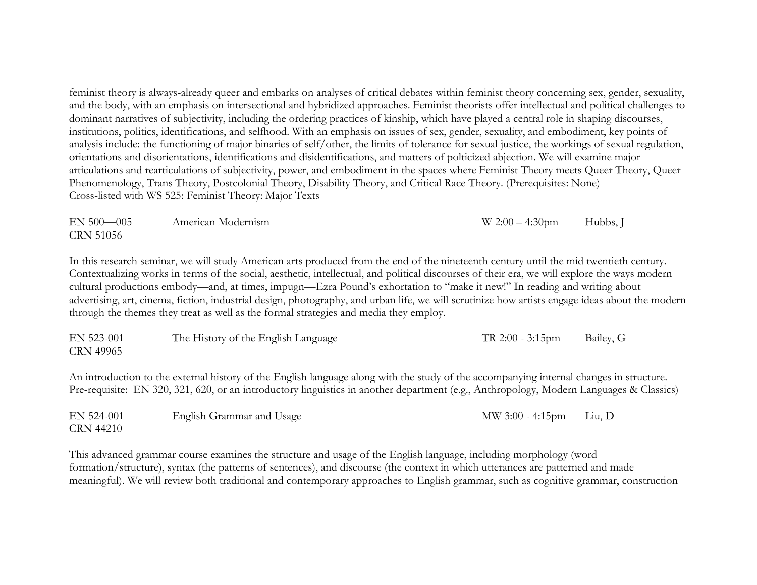feminist theory is always-already queer and embarks on analyses of critical debates within feminist theory concerning sex, gender, sexuality, and the body, with an emphasis on intersectional and hybridized approaches. Feminist theorists offer intellectual and political challenges to dominant narratives of subjectivity, including the ordering practices of kinship, which have played a central role in shaping discourses, institutions, politics, identifications, and selfhood. With an emphasis on issues of sex, gender, sexuality, and embodiment, key points of analysis include: the functioning of major binaries of self/other, the limits of tolerance for sexual justice, the workings of sexual regulation, orientations and disorientations, identifications and disidentifications, and matters of polticized abjection. We will examine major articulations and rearticulations of subjectivity, power, and embodiment in the spaces where Feminist Theory meets Queer Theory, Queer Phenomenology, Trans Theory, Postcolonial Theory, Disability Theory, and Critical Race Theory. (Prerequisites: None)
Cross-listed with WS 525: Feminist Theory: Major Texts

| | | | |
|---|---|---|---|
| EN 500—005<br>CRN 51056 | American Modernism | W 2:00 – 4:30pm | Hubbs, J |

In this research seminar, we will study American arts produced from the end of the nineteenth century until the mid twentieth century. Contextualizing works in terms of the social, aesthetic, intellectual, and political discourses of their era, we will explore the ways modern cultural productions embody—and, at times, impugn—Ezra Pound's exhortation to "make it new!" In reading and writing about advertising, art, cinema, fiction, industrial design, photography, and urban life, we will scrutinize how artists engage ideas about the modern through the themes they treat as well as the formal strategies and media they employ.

| | | | |
|---|---|---|---|
| EN 523-001<br>CRN 49965 | The History of the English Language | TR 2:00 - 3:15pm | Bailey, G |

An introduction to the external history of the English language along with the study of the accompanying internal changes in structure.
Pre-requisite: EN 320, 321, 620, or an introductory linguistics in another department (e.g., Anthropology, Modern Languages & Classics)

| | | | |
|---|---|---|---|
| EN 524-001<br>CRN 44210 | English Grammar and Usage | MW 3:00 - 4:15pm | Liu, D |

This advanced grammar course examines the structure and usage of the English language, including morphology (word formation/structure), syntax (the patterns of sentences), and discourse (the context in which utterances are patterned and made meaningful). We will review both traditional and contemporary approaches to English grammar, such as cognitive grammar, construction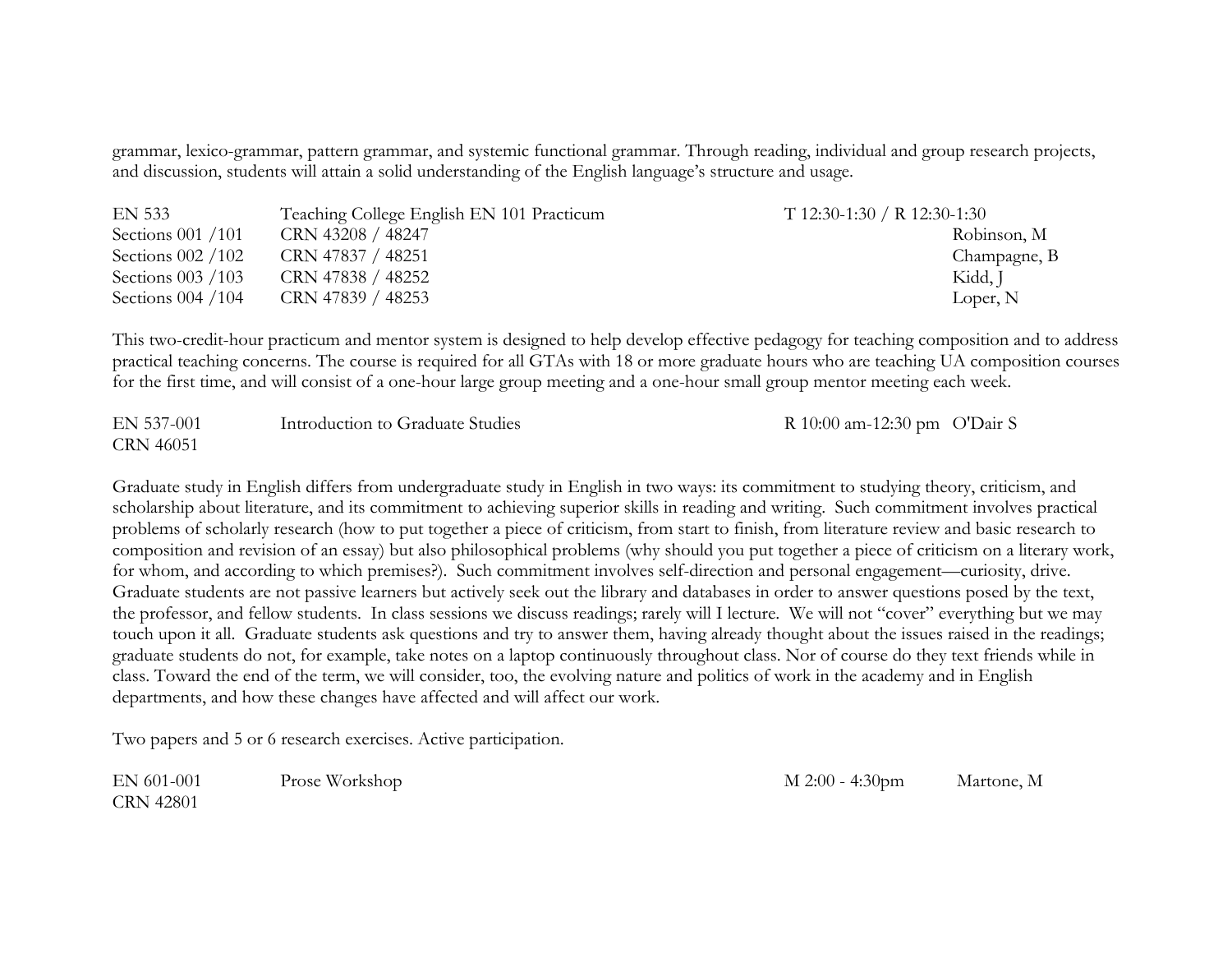grammar, lexico-grammar, pattern grammar, and systemic functional grammar. Through reading, individual and group research projects, and discussion, students will attain a solid understanding of the English language's structure and usage.

| | | | |
|---|---|---|---|
| EN 533 | Teaching College English EN 101 Practicum | T 12:30-1:30 / R 12:30-1:30 | |
| Sections 001 /101 | CRN 43208 / 48247 | | Robinson, M |
| Sections 002 /102 | CRN 47837 / 48251 | | Champagne, B |
| Sections 003 /103 | CRN 47838 / 48252 | | Kidd, J |
| Sections 004 /104 | CRN 47839 / 48253 | | Loper, N |

This two-credit-hour practicum and mentor system is designed to help develop effective pedagogy for teaching composition and to address practical teaching concerns. The course is required for all GTAs with 18 or more graduate hours who are teaching UA composition courses for the first time, and will consist of a one-hour large group meeting and a one-hour small group mentor meeting each week.

| | | | |
|---|---|---|---|
| EN 537-001 | Introduction to Graduate Studies | R 10:00 am-12:30 pm | O'Dair S |
| CRN 46051 | | | |

Graduate study in English differs from undergraduate study in English in two ways: its commitment to studying theory, criticism, and scholarship about literature, and its commitment to achieving superior skills in reading and writing. Such commitment involves practical problems of scholarly research (how to put together a piece of criticism, from start to finish, from literature review and basic research to composition and revision of an essay) but also philosophical problems (why should you put together a piece of criticism on a literary work, for whom, and according to which premises?). Such commitment involves self-direction and personal engagement—curiosity, drive. Graduate students are not passive learners but actively seek out the library and databases in order to answer questions posed by the text, the professor, and fellow students. In class sessions we discuss readings; rarely will I lecture. We will not "cover" everything but we may touch upon it all. Graduate students ask questions and try to answer them, having already thought about the issues raised in the readings; graduate students do not, for example, take notes on a laptop continuously throughout class. Nor of course do they text friends while in class. Toward the end of the term, we will consider, too, the evolving nature and politics of work in the academy and in English departments, and how these changes have affected and will affect our work.

Two papers and 5 or 6 research exercises. Active participation.

| | | | |
|---|---|---|---|
| EN 601-001 | Prose Workshop | M 2:00 - 4:30pm | Martone, M |
| CRN 42801 | | | |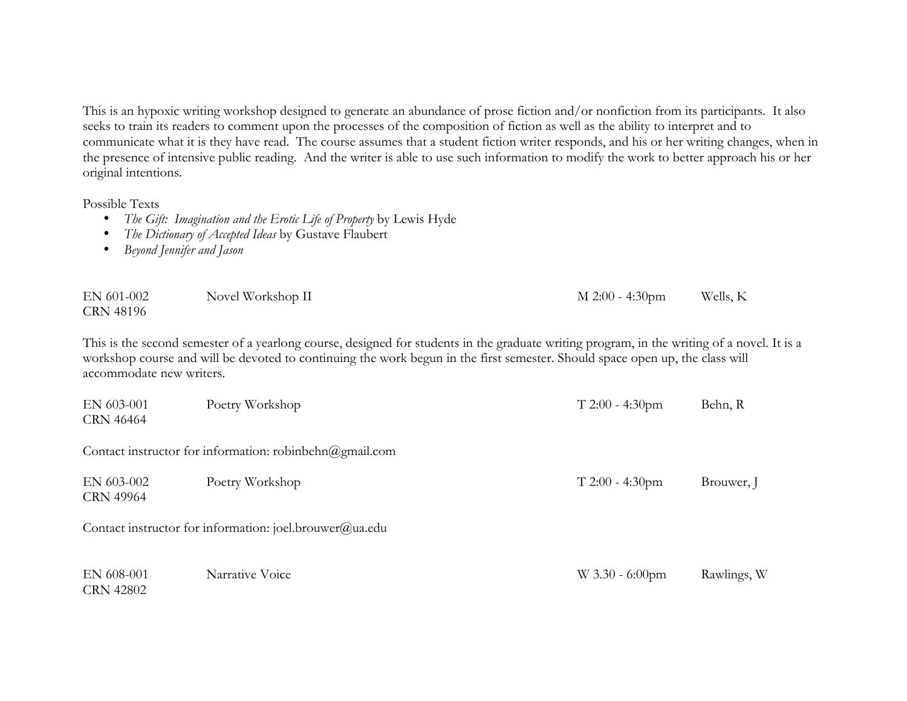This is an hypoxic writing workshop designed to generate an abundance of prose fiction and/or nonfiction from its participants. It also seeks to train its readers to comment upon the processes of the composition of fiction as well as the ability to interpret and to communicate what it is they have read. The course assumes that a student fiction writer responds, and his or her writing changes, when in the presence of intensive public reading. And the writer is able to use such information to modify the work to better approach his or her original intentions.

Possible Texts

- *The Gift: Imagination and the Erotic Life of Property* by Lewis Hyde
- *The Dictionary of Accepted Ideas* by Gustave Flaubert
- *Beyond Jennifer and Jason*

| | | | |
|---|---|---|---|
| EN 601-002<br>CRN 48196 | Novel Workshop II | M 2:00 - 4:30pm | Wells, K |

This is the second semester of a yearlong course, designed for students in the graduate writing program, in the writing of a novel. It is a workshop course and will be devoted to continuing the work begun in the first semester. Should space open up, the class will accommodate new writers.

| | | | |
|---|---|---|---|
| EN 603-001<br>CRN 46464 | Poetry Workshop | T 2:00 - 4:30pm | Behn, R |

Contact instructor for information: robinbehn@gmail.com

| | | | |
|---|---|---|---|
| EN 603-002<br>CRN 49964 | Poetry Workshop | T 2:00 - 4:30pm | Brouwer, J |

Contact instructor for information: joel.brouwer@ua.edu

| | | | |
|---|---|---|---|
| EN 608-001<br>CRN 42802 | Narrative Voice | W 3.30 - 6:00pm | Rawlings, W |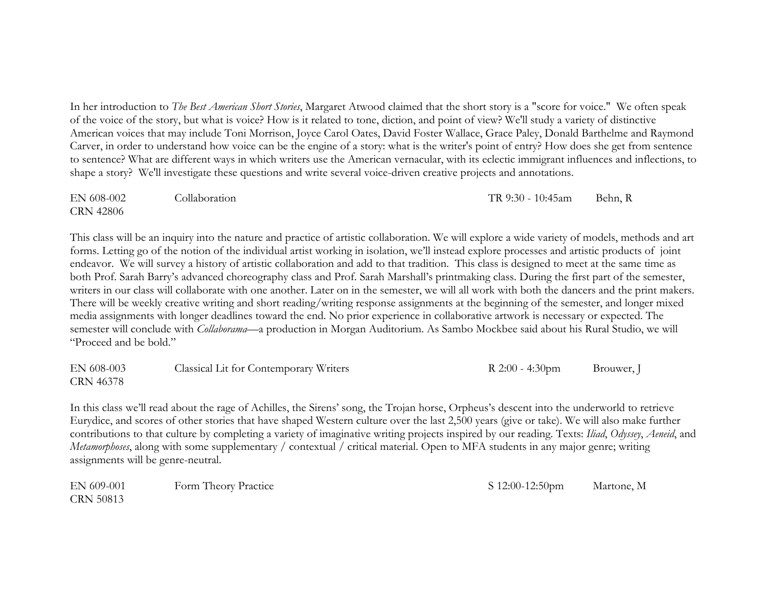In her introduction to *The Best American Short Stories*, Margaret Atwood claimed that the short story is a "score for voice." We often speak of the voice of the story, but what is voice? How is it related to tone, diction, and point of view? We'll study a variety of distinctive American voices that may include Toni Morrison, Joyce Carol Oates, David Foster Wallace, Grace Paley, Donald Barthelme and Raymond Carver, in order to understand how voice can be the engine of a story: what is the writer's point of entry? How does she get from sentence to sentence? What are different ways in which writers use the American vernacular, with its eclectic immigrant influences and inflections, to shape a story? We'll investigate these questions and write several voice-driven creative projects and annotations.

| EN 608-002<br>CRN 42806 | Collaboration | TR 9:30 - 10:45am | Behn, R |
|---|---|---|---|

This class will be an inquiry into the nature and practice of artistic collaboration. We will explore a wide variety of models, methods and art forms. Letting go of the notion of the individual artist working in isolation, we'll instead explore processes and artistic products of joint endeavor. We will survey a history of artistic collaboration and add to that tradition. This class is designed to meet at the same time as both Prof. Sarah Barry's advanced choreography class and Prof. Sarah Marshall's printmaking class. During the first part of the semester, writers in our class will collaborate with one another. Later on in the semester, we will all work with both the dancers and the print makers. There will be weekly creative writing and short reading/writing response assignments at the beginning of the semester, and longer mixed media assignments with longer deadlines toward the end. No prior experience in collaborative artwork is necessary or expected. The semester will conclude with *Collaborama*—a production in Morgan Auditorium. As Sambo Mockbee said about his Rural Studio, we will "Proceed and be bold."

| EN 608-003<br>CRN 46378 | Classical Lit for Contemporary Writers | R 2:00 - 4:30pm | Brouwer, J |
|---|---|---|---|

In this class we'll read about the rage of Achilles, the Sirens' song, the Trojan horse, Orpheus's descent into the underworld to retrieve Eurydice, and scores of other stories that have shaped Western culture over the last 2,500 years (give or take). We will also make further contributions to that culture by completing a variety of imaginative writing projects inspired by our reading. Texts: *Iliad*, *Odyssey*, *Aeneid*, and *Metamorphoses*, along with some supplementary / contextual / critical material. Open to MFA students in any major genre; writing assignments will be genre-neutral.

| EN 609-001<br>CRN 50813 | Form Theory Practice | S 12:00-12:50pm | Martone, M |
|---|---|---|---|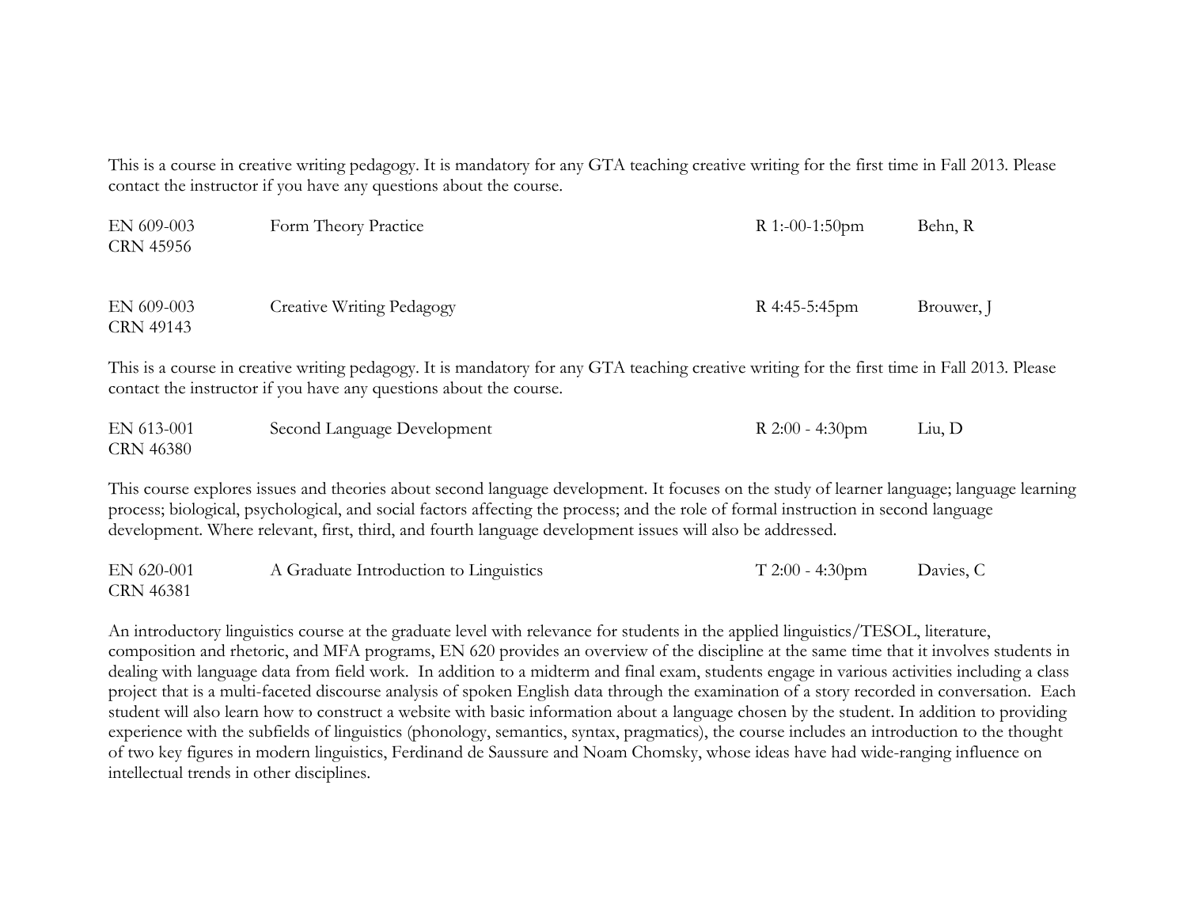This is a course in creative writing pedagogy. It is mandatory for any GTA teaching creative writing for the first time in Fall 2013. Please contact the instructor if you have any questions about the course.

| | | | |
|---|---|---|---|
| EN 609-003<br>CRN 45956 | Form Theory Practice | R 1:-00-1:50pm | Behn, R |

| | | | |
|---|---|---|---|
| EN 609-003<br>CRN 49143 | Creative Writing Pedagogy | R 4:45-5:45pm | Brouwer, J |

This is a course in creative writing pedagogy. It is mandatory for any GTA teaching creative writing for the first time in Fall 2013. Please contact the instructor if you have any questions about the course.

| | | | |
|---|---|---|---|
| EN 613-001<br>CRN 46380 | Second Language Development | R 2:00 - 4:30pm | Liu, D |

This course explores issues and theories about second language development. It focuses on the study of learner language; language learning process; biological, psychological, and social factors affecting the process; and the role of formal instruction in second language development. Where relevant, first, third, and fourth language development issues will also be addressed.

| | | | |
|---|---|---|---|
| EN 620-001<br>CRN 46381 | A Graduate Introduction to Linguistics | T 2:00 - 4:30pm | Davies, C |

An introductory linguistics course at the graduate level with relevance for students in the applied linguistics/TESOL, literature, composition and rhetoric, and MFA programs, EN 620 provides an overview of the discipline at the same time that it involves students in dealing with language data from field work. In addition to a midterm and final exam, students engage in various activities including a class project that is a multi-faceted discourse analysis of spoken English data through the examination of a story recorded in conversation. Each student will also learn how to construct a website with basic information about a language chosen by the student. In addition to providing experience with the subfields of linguistics (phonology, semantics, syntax, pragmatics), the course includes an introduction to the thought of two key figures in modern linguistics, Ferdinand de Saussure and Noam Chomsky, whose ideas have had wide-ranging influence on intellectual trends in other disciplines.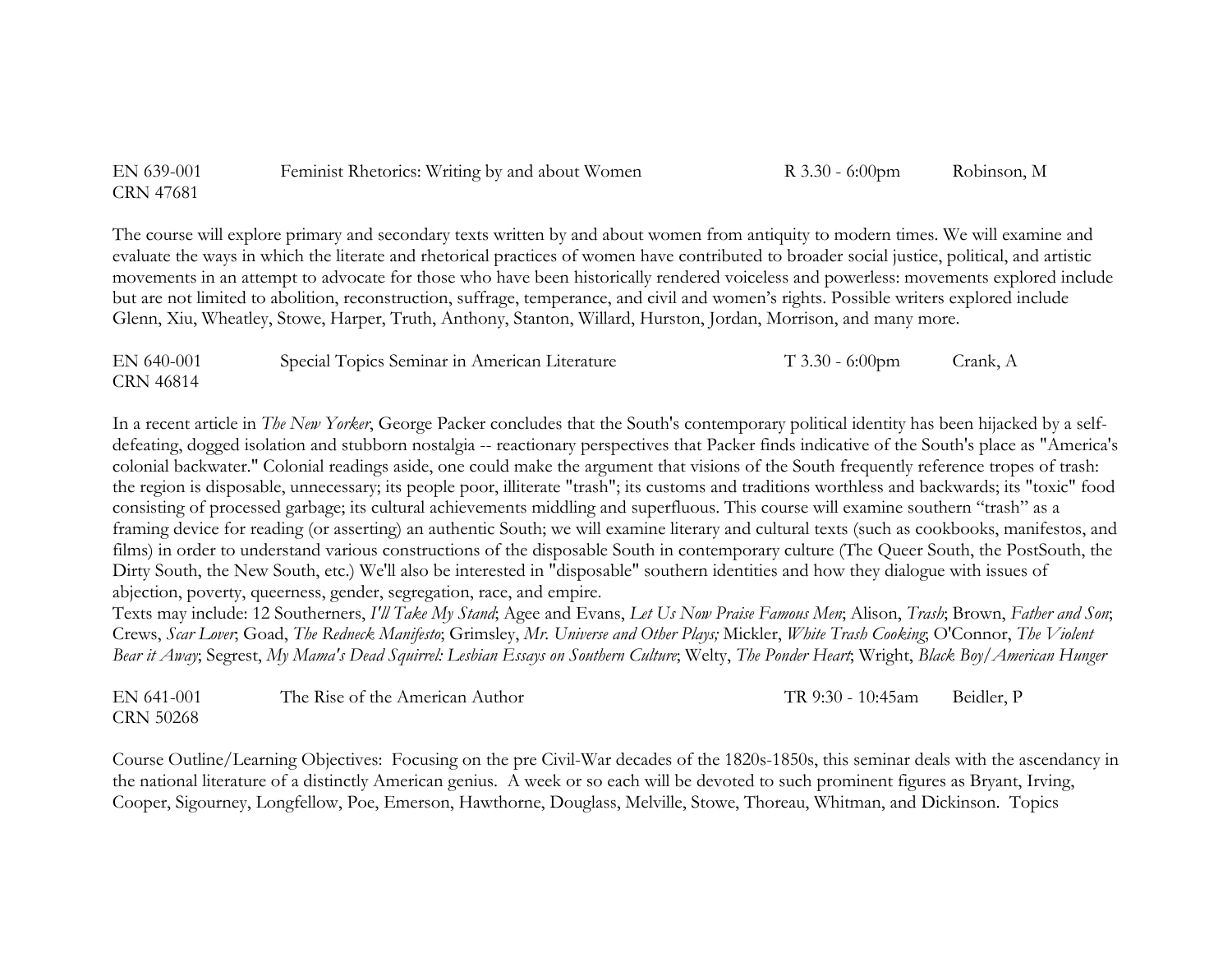EN 639-001 | Feminist Rhetorics: Writing by and about Women | R 3.30 - 6:00pm | Robinson, M
CRN 47681

The course will explore primary and secondary texts written by and about women from antiquity to modern times. We will examine and evaluate the ways in which the literate and rhetorical practices of women have contributed to broader social justice, political, and artistic movements in an attempt to advocate for those who have been historically rendered voiceless and powerless: movements explored include but are not limited to abolition, reconstruction, suffrage, temperance, and civil and women's rights. Possible writers explored include Glenn, Xiu, Wheatley, Stowe, Harper, Truth, Anthony, Stanton, Willard, Hurston, Jordan, Morrison, and many more.

EN 640-001 | Special Topics Seminar in American Literature | T 3.30 - 6:00pm | Crank, A
CRN 46814

In a recent article in *The New Yorker*, George Packer concludes that the South's contemporary political identity has been hijacked by a self-defeating, dogged isolation and stubborn nostalgia -- reactionary perspectives that Packer finds indicative of the South's place as "America's colonial backwater." Colonial readings aside, one could make the argument that visions of the South frequently reference tropes of trash: the region is disposable, unnecessary; its people poor, illiterate "trash"; its customs and traditions worthless and backwards; its "toxic" food consisting of processed garbage; its cultural achievements middling and superfluous. This course will examine southern "trash" as a framing device for reading (or asserting) an authentic South; we will examine literary and cultural texts (such as cookbooks, manifestos, and films) in order to understand various constructions of the disposable South in contemporary culture (The Queer South, the PostSouth, the Dirty South, the New South, etc.) We'll also be interested in "disposable" southern identities and how they dialogue with issues of abjection, poverty, queerness, gender, segregation, race, and empire.
Texts may include: 12 Southerners, *I'll Take My Stand*; Agee and Evans, *Let Us Now Praise Famous Men*; Alison, *Trash*; Brown, *Father and Son*; Crews, *Scar Lover*; Goad, *The Redneck Manifesto*; Grimsley, *Mr. Universe and Other Plays;* Mickler, *White Trash Cooking*; O'Connor, *The Violent Bear it Away*; Segrest, *My Mama's Dead Squirrel: Lesbian Essays on Southern Culture*; Welty, *The Ponder Heart*; Wright, *Black Boy/American Hunger*

EN 641-001 | The Rise of the American Author | TR 9:30 - 10:45am | Beidler, P
CRN 50268

Course Outline/Learning Objectives: Focusing on the pre Civil-War decades of the 1820s-1850s, this seminar deals with the ascendancy in the national literature of a distinctly American genius. A week or so each will be devoted to such prominent figures as Bryant, Irving, Cooper, Sigourney, Longfellow, Poe, Emerson, Hawthorne, Douglass, Melville, Stowe, Thoreau, Whitman, and Dickinson. Topics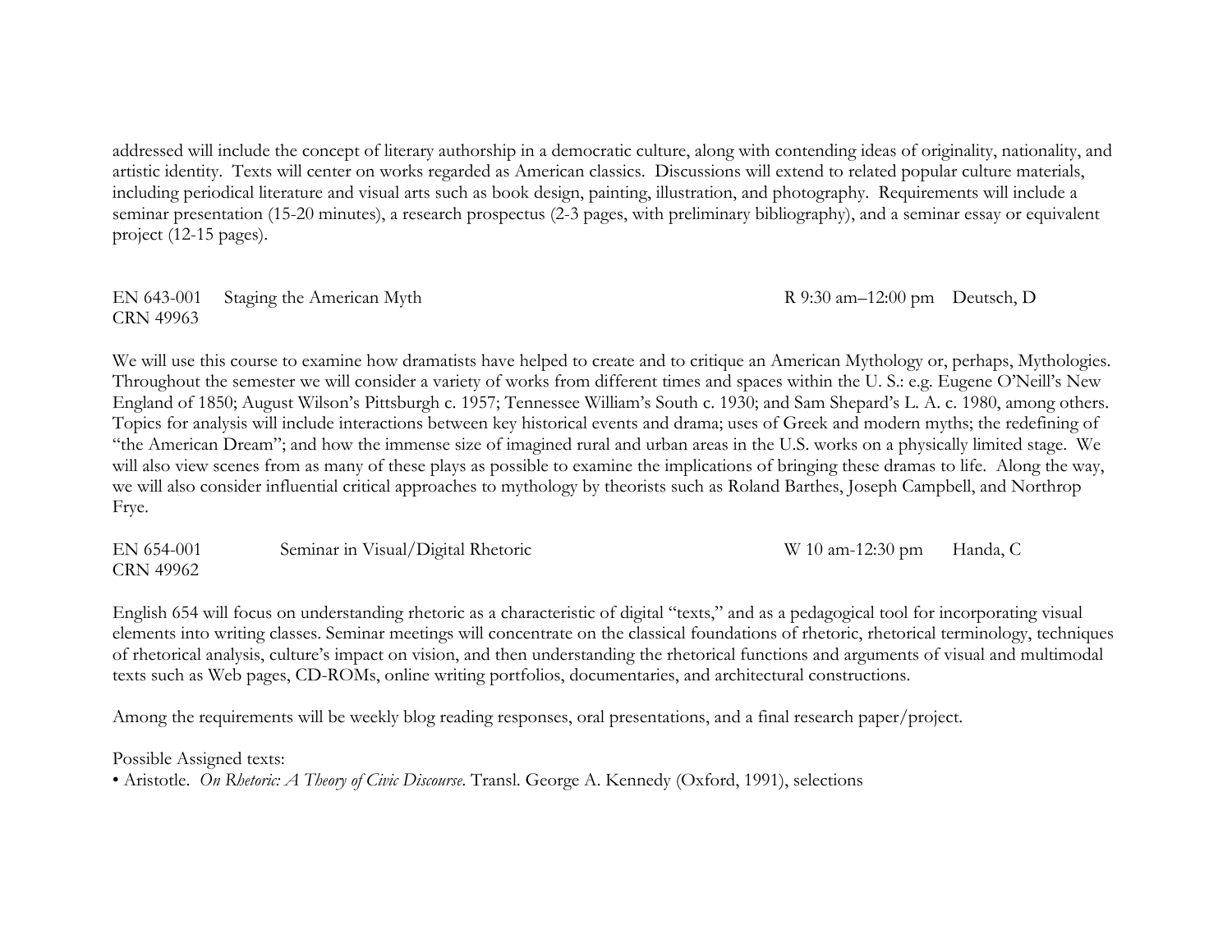addressed will include the concept of literary authorship in a democratic culture, along with contending ideas of originality, nationality, and artistic identity. Texts will center on works regarded as American classics. Discussions will extend to related popular culture materials, including periodical literature and visual arts such as book design, painting, illustration, and photography. Requirements will include a seminar presentation (15-20 minutes), a research prospectus (2-3 pages, with preliminary bibliography), and a seminar essay or equivalent project (12-15 pages).

EN 643-001 Staging the American Myth R 9:30 am–12:00 pm Deutsch, D
CRN 49963

We will use this course to examine how dramatists have helped to create and to critique an American Mythology or, perhaps, Mythologies. Throughout the semester we will consider a variety of works from different times and spaces within the U. S.: e.g. Eugene O'Neill's New England of 1850; August Wilson's Pittsburgh c. 1957; Tennessee William's South c. 1930; and Sam Shepard's L. A. c. 1980, among others. Topics for analysis will include interactions between key historical events and drama; uses of Greek and modern myths; the redefining of "the American Dream"; and how the immense size of imagined rural and urban areas in the U.S. works on a physically limited stage. We will also view scenes from as many of these plays as possible to examine the implications of bringing these dramas to life. Along the way, we will also consider influential critical approaches to mythology by theorists such as Roland Barthes, Joseph Campbell, and Northrop Frye.

EN 654-001 Seminar in Visual/Digital Rhetoric W 10 am-12:30 pm Handa, C
CRN 49962

English 654 will focus on understanding rhetoric as a characteristic of digital "texts," and as a pedagogical tool for incorporating visual elements into writing classes. Seminar meetings will concentrate on the classical foundations of rhetoric, rhetorical terminology, techniques of rhetorical analysis, culture's impact on vision, and then understanding the rhetorical functions and arguments of visual and multimodal texts such as Web pages, CD-ROMs, online writing portfolios, documentaries, and architectural constructions.

Among the requirements will be weekly blog reading responses, oral presentations, and a final research paper/project.

Possible Assigned texts:

- Aristotle. *On Rhetoric: A Theory of Civic Discourse*. Transl. George A. Kennedy (Oxford, 1991), selections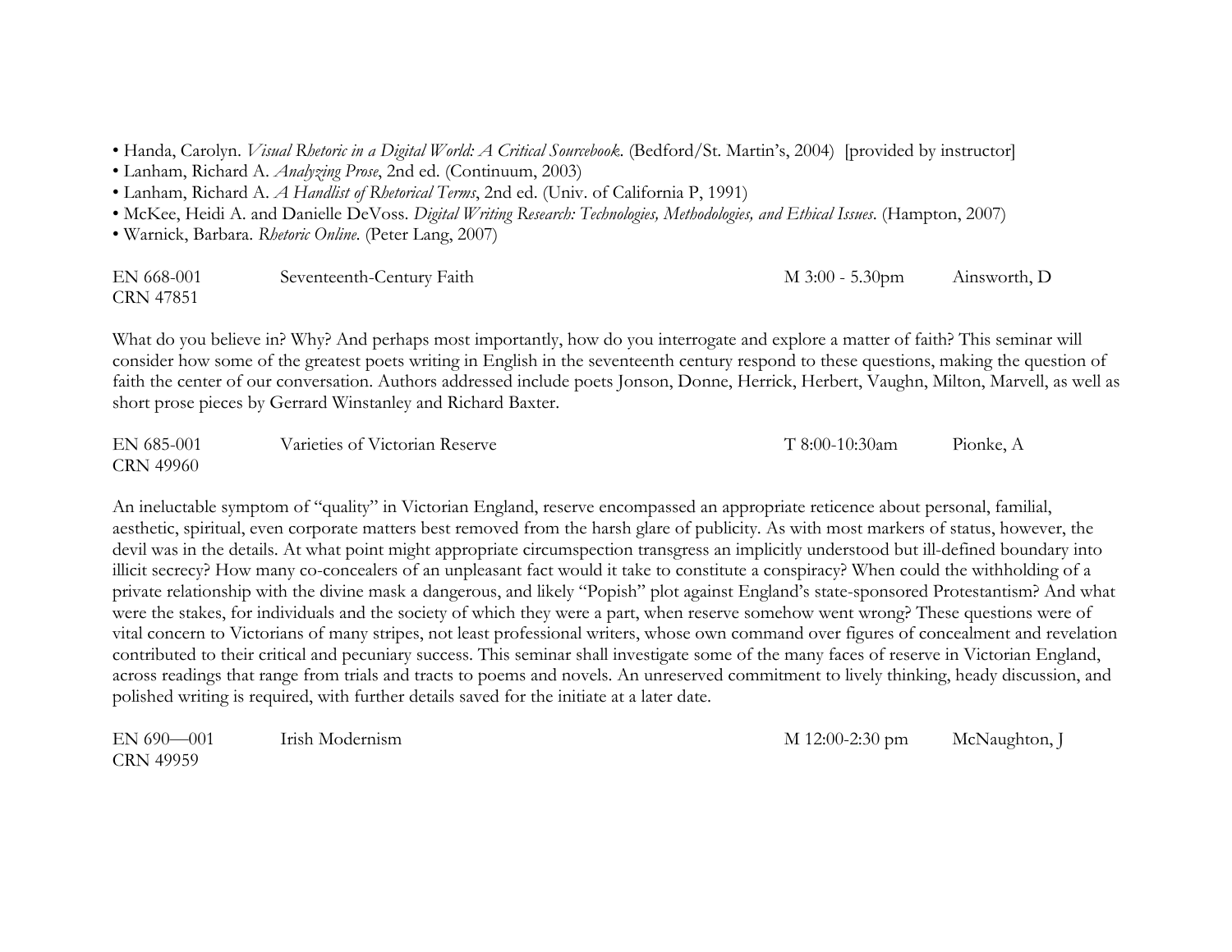- Handa, Carolyn. *Visual Rhetoric in a Digital World: A Critical Sourcebook*. (Bedford/St. Martin's, 2004) [provided by instructor]
- Lanham, Richard A. *Analyzing Prose*, 2nd ed. (Continuum, 2003)
- Lanham, Richard A. *A Handlist of Rhetorical Terms*, 2nd ed. (Univ. of California P, 1991)
- McKee, Heidi A. and Danielle DeVoss. *Digital Writing Research: Technologies, Methodologies, and Ethical Issues*. (Hampton, 2007)
- Warnick, Barbara. *Rhetoric Online*. (Peter Lang, 2007)

EN 668-001 Seventeenth-Century Faith M 3:00 - 5.30pm Ainsworth, D
CRN 47851

What do you believe in? Why? And perhaps most importantly, how do you interrogate and explore a matter of faith? This seminar will consider how some of the greatest poets writing in English in the seventeenth century respond to these questions, making the question of faith the center of our conversation. Authors addressed include poets Jonson, Donne, Herrick, Herbert, Vaughn, Milton, Marvell, as well as short prose pieces by Gerrard Winstanley and Richard Baxter.

EN 685-001 Varieties of Victorian Reserve T 8:00-10:30am Pionke, A
CRN 49960

An ineluctable symptom of "quality" in Victorian England, reserve encompassed an appropriate reticence about personal, familial, aesthetic, spiritual, even corporate matters best removed from the harsh glare of publicity. As with most markers of status, however, the devil was in the details. At what point might appropriate circumspection transgress an implicitly understood but ill-defined boundary into illicit secrecy? How many co-concealers of an unpleasant fact would it take to constitute a conspiracy? When could the withholding of a private relationship with the divine mask a dangerous, and likely "Popish" plot against England's state-sponsored Protestantism? And what were the stakes, for individuals and the society of which they were a part, when reserve somehow went wrong? These questions were of vital concern to Victorians of many stripes, not least professional writers, whose own command over figures of concealment and revelation contributed to their critical and pecuniary success. This seminar shall investigate some of the many faces of reserve in Victorian England, across readings that range from trials and tracts to poems and novels. An unreserved commitment to lively thinking, heady discussion, and polished writing is required, with further details saved for the initiate at a later date.

EN 690—001 Irish Modernism M 12:00-2:30 pm McNaughton, J
CRN 49959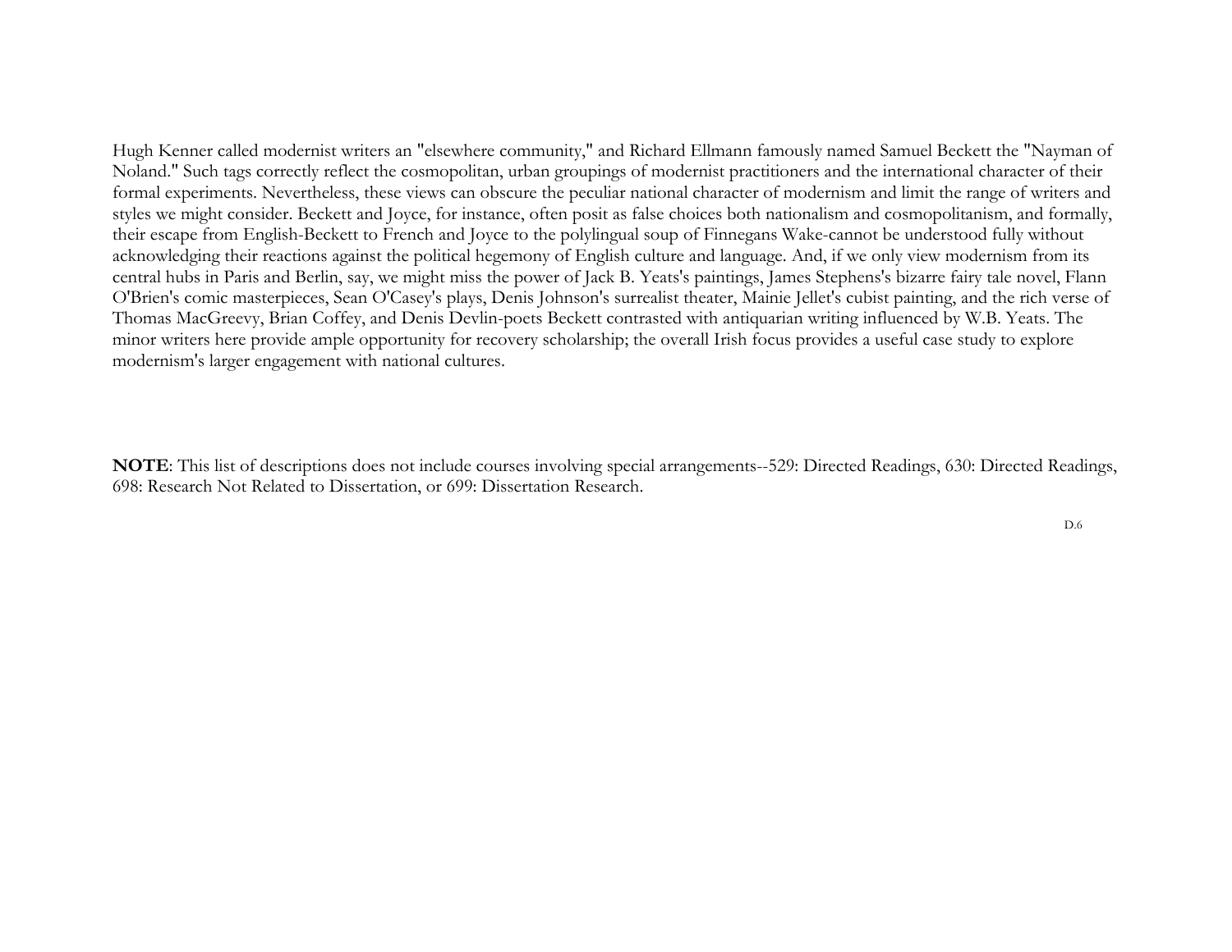Hugh Kenner called modernist writers an "elsewhere community," and Richard Ellmann famously named Samuel Beckett the "Nayman of Noland." Such tags correctly reflect the cosmopolitan, urban groupings of modernist practitioners and the international character of their formal experiments. Nevertheless, these views can obscure the peculiar national character of modernism and limit the range of writers and styles we might consider. Beckett and Joyce, for instance, often posit as false choices both nationalism and cosmopolitanism, and formally, their escape from English-Beckett to French and Joyce to the polylingual soup of Finnegans Wake-cannot be understood fully without acknowledging their reactions against the political hegemony of English culture and language. And, if we only view modernism from its central hubs in Paris and Berlin, say, we might miss the power of Jack B. Yeats's paintings, James Stephens's bizarre fairy tale novel, Flann O'Brien's comic masterpieces, Sean O'Casey's plays, Denis Johnson's surrealist theater, Mainie Jellet's cubist painting, and the rich verse of Thomas MacGreevy, Brian Coffey, and Denis Devlin-poets Beckett contrasted with antiquarian writing influenced by W.B. Yeats. The minor writers here provide ample opportunity for recovery scholarship; the overall Irish focus provides a useful case study to explore modernism's larger engagement with national cultures.

**NOTE**: This list of descriptions does not include courses involving special arrangements--529: Directed Readings, 630: Directed Readings, 698: Research Not Related to Dissertation, or 699: Dissertation Research.

D.6